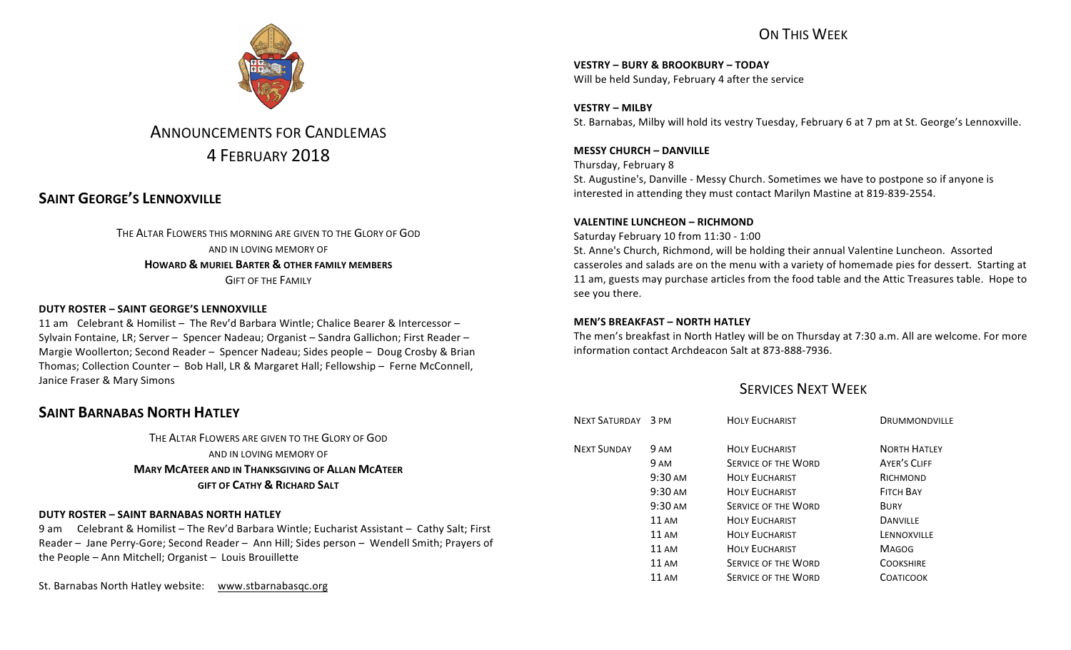# Announcements for Candlemas
# 4 February 2018

## Saint George's Lennoxville

The Altar Flowers this morning are given to the Glory of God
and in loving memory of
**Howard & Muriel Barter & other family members**
Gift of the Family

### DUTY ROSTER – SAINT GEORGE'S LENNOXVILLE

11 am Celebrant & Homilist – The Rev'd Barbara Wintle; Chalice Bearer & Intercessor – Sylvain Fontaine, LR; Server – Spencer Nadeau; Organist – Sandra Gallichon; First Reader – Margie Woollerton; Second Reader – Spencer Nadeau; Sides people – Doug Crosby & Brian Thomas; Collection Counter – Bob Hall, LR & Margaret Hall; Fellowship – Ferne McConnell, Janice Fraser & Mary Simons

## Saint Barnabas North Hatley

The Altar Flowers are given to the Glory of God
and in loving memory of
**Mary McAteer and in Thanksgiving of Allan McAteer**
**Gift of Cathy & Richard Salt**

### DUTY ROSTER – SAINT BARNABAS NORTH HATLEY

9 am Celebrant & Homilist – The Rev'd Barbara Wintle; Eucharist Assistant – Cathy Salt; First Reader – Jane Perry-Gore; Second Reader – Ann Hill; Sides person – Wendell Smith; Prayers of the People – Ann Mitchell; Organist – Louis Brouillette

St. Barnabas North Hatley website: www.stbarnabasqc.org

## On This Week

**VESTRY – BURY & BROOKBURY – TODAY**
Will be held Sunday, February 4 after the service

**VESTRY – MILBY**
St. Barnabas, Milby will hold its vestry Tuesday, February 6 at 7 pm at St. George's Lennoxville.

**MESSY CHURCH – DANVILLE**
Thursday, February 8
St. Augustine's, Danville - Messy Church. Sometimes we have to postpone so if anyone is interested in attending they must contact Marilyn Mastine at 819-839-2554.

**VALENTINE LUNCHEON – RICHMOND**
Saturday February 10 from 11:30 - 1:00
St. Anne's Church, Richmond, will be holding their annual Valentine Luncheon. Assorted casseroles and salads are on the menu with a variety of homemade pies for dessert. Starting at 11 am, guests may purchase articles from the food table and the Attic Treasures table. Hope to see you there.

**MEN'S BREAKFAST – NORTH HATLEY**
The men's breakfast in North Hatley will be on Thursday at 7:30 a.m. All are welcome. For more information contact Archdeacon Salt at 873-888-7936.

## Services Next Week

| | | | |
|---|---|---|---|
| Next Saturday | 3 pm | Holy Eucharist | Drummondville |
| Next Sunday | 9 am | Holy Eucharist | North Hatley |
| | 9 am | Service of the Word | Ayer's Cliff |
| | 9:30 am | Holy Eucharist | Richmond |
| | 9:30 am | Holy Eucharist | Fitch Bay |
| | 9:30 am | Service of the Word | Bury |
| | 11 am | Holy Eucharist | Danville |
| | 11 am | Holy Eucharist | Lennoxville |
| | 11 am | Holy Eucharist | Magog |
| | 11 am | Service of the Word | Cookshire |
| | 11 am | Service of the Word | Coaticook |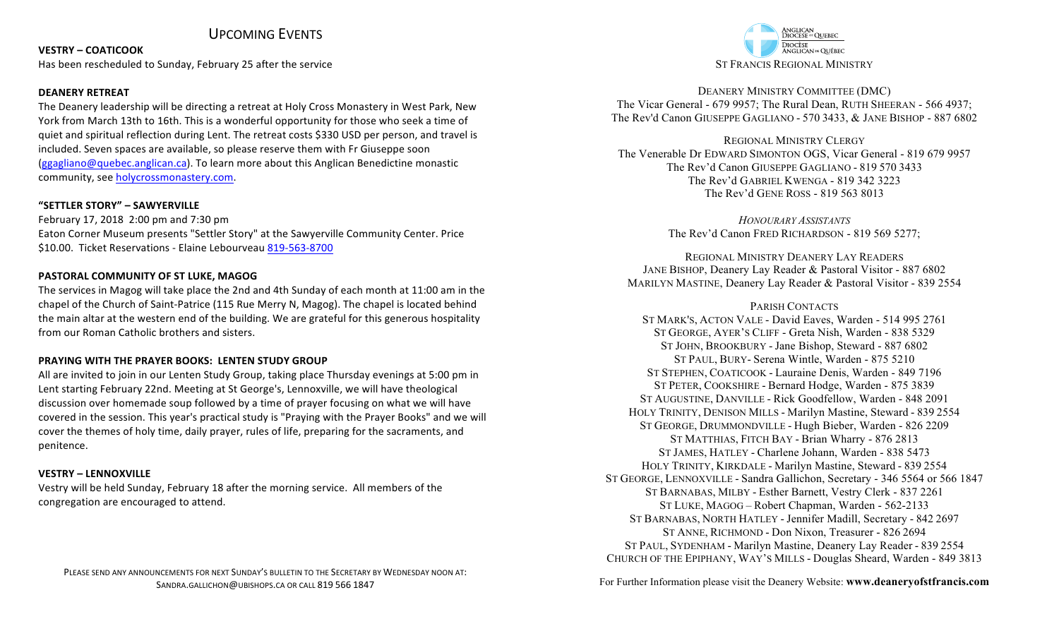# Upcoming Events

### VESTRY – COATICOOK

Has been rescheduled to Sunday, February 25 after the service

### DEANERY RETREAT

The Deanery leadership will be directing a retreat at Holy Cross Monastery in West Park, New York from March 13th to 16th. This is a wonderful opportunity for those who seek a time of quiet and spiritual reflection during Lent. The retreat costs $330 USD per person, and travel is included. Seven spaces are available, so please reserve them with Fr Giuseppe soon (ggagliano@quebec.anglican.ca). To learn more about this Anglican Benedictine monastic community, see holycrossmonastery.com.

### "SETTLER STORY" – SAWYERVILLE

February 17, 2018 2:00 pm and 7:30 pm
Eaton Corner Museum presents "Settler Story" at the Sawyerville Community Center. Price $10.00. Ticket Reservations - Elaine Lebourveau 819-563-8700

### PASTORAL COMMUNITY OF ST LUKE, MAGOG

The services in Magog will take place the 2nd and 4th Sunday of each month at 11:00 am in the chapel of the Church of Saint-Patrice (115 Rue Merry N, Magog). The chapel is located behind the main altar at the western end of the building. We are grateful for this generous hospitality from our Roman Catholic brothers and sisters.

### PRAYING WITH THE PRAYER BOOKS: LENTEN STUDY GROUP

All are invited to join in our Lenten Study Group, taking place Thursday evenings at 5:00 pm in Lent starting February 22nd. Meeting at St George's, Lennoxville, we will have theological discussion over homemade soup followed by a time of prayer focusing on what we will have covered in the session. This year's practical study is "Praying with the Prayer Books" and we will cover the themes of holy time, daily prayer, rules of life, preparing for the sacraments, and penitence.

### VESTRY – LENNOXVILLE

Vestry will be held Sunday, February 18 after the morning service. All members of the congregation are encouraged to attend.

PLEASE SEND ANY ANNOUNCEMENTS FOR NEXT SUNDAY'S BULLETIN TO THE SECRETARY BY WEDNESDAY NOON AT: SANDRA.GALLICHON@UBISHOPS.CA OR CALL 819 566 1847

Anglican Diocese of Quebec / Diocèse Anglican du Québec

## ST FRANCIS REGIONAL MINISTRY

DEANERY MINISTRY COMMITTEE (DMC)
The Vicar General - 679 9957; The Rural Dean, RUTH SHEERAN - 566 4937;
The Rev'd Canon GIUSEPPE GAGLIANO - 570 3433, & JANE BISHOP - 887 6802

REGIONAL MINISTRY CLERGY
The Venerable Dr EDWARD SIMONTON OGS, Vicar General - 819 679 9957
The Rev'd Canon GIUSEPPE GAGLIANO - 819 570 3433
The Rev'd GABRIEL KWENGA - 819 342 3223
The Rev'd GENE ROSS - 819 563 8013

*HONOURARY ASSISTANTS*
The Rev'd Canon FRED RICHARDSON - 819 569 5277;

REGIONAL MINISTRY DEANERY LAY READERS
JANE BISHOP, Deanery Lay Reader & Pastoral Visitor - 887 6802
MARILYN MASTINE, Deanery Lay Reader & Pastoral Visitor - 839 2554

PARISH CONTACTS
ST MARK'S, ACTON VALE - David Eaves, Warden - 514 995 2761
ST GEORGE, AYER'S CLIFF - Greta Nish, Warden - 838 5329
ST JOHN, BROOKBURY - Jane Bishop, Steward - 887 6802
ST PAUL, BURY- Serena Wintle, Warden - 875 5210
ST STEPHEN, COATICOOK - Lauraine Denis, Warden - 849 7196
ST PETER, COOKSHIRE - Bernard Hodge, Warden - 875 3839
ST AUGUSTINE, DANVILLE - Rick Goodfellow, Warden - 848 2091
HOLY TRINITY, DENISON MILLS - Marilyn Mastine, Steward - 839 2554
ST GEORGE, DRUMMONDVILLE - Hugh Bieber, Warden - 826 2209
ST MATTHIAS, FITCH BAY - Brian Wharry - 876 2813
ST JAMES, HATLEY - Charlene Johann, Warden - 838 5473
HOLY TRINITY, KIRKDALE - Marilyn Mastine, Steward - 839 2554
ST GEORGE, LENNOXVILLE - Sandra Gallichon, Secretary - 346 5564 or 566 1847
ST BARNABAS, MILBY - Esther Barnett, Vestry Clerk - 837 2261
ST LUKE, MAGOG – Robert Chapman, Warden - 562-2133
ST BARNABAS, NORTH HATLEY - Jennifer Madill, Secretary - 842 2697
ST ANNE, RICHMOND - Don Nixon, Treasurer - 826 2694
ST PAUL, SYDENHAM - Marilyn Mastine, Deanery Lay Reader - 839 2554
CHURCH OF THE EPIPHANY, WAY'S MILLS - Douglas Sheard, Warden - 849 3813

For Further Information please visit the Deanery Website: **www.deaneryofstfrancis.com**